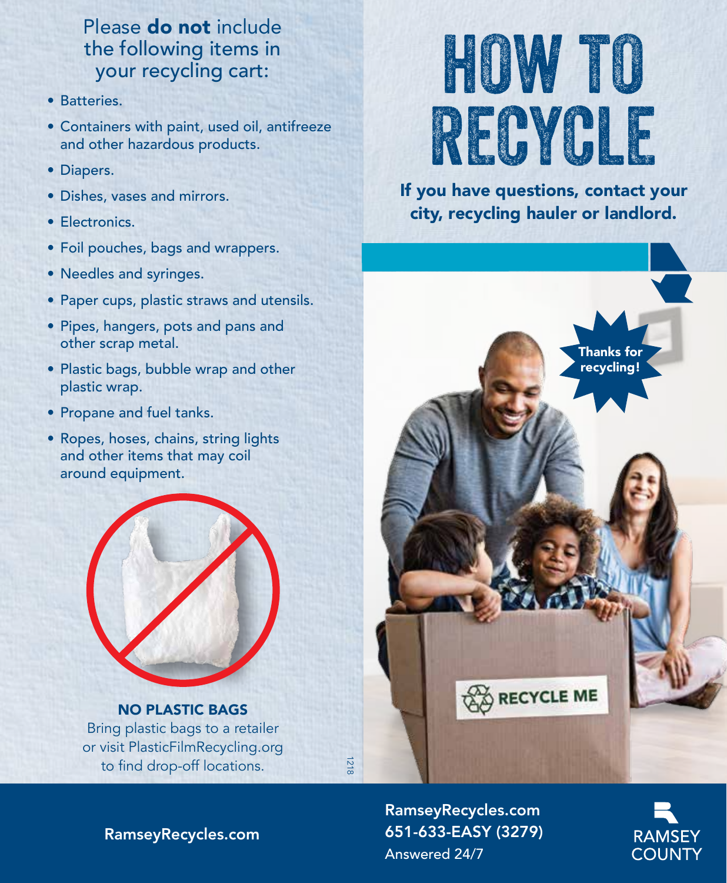Please **do not** include the following items in your recycling cart:

- Batteries.
- Containers with paint, used oil, antifreeze and other hazardous products.
- Diapers.
- Dishes, vases and mirrors.
- Electronics.
- Foil pouches, bags and wrappers.
- Needles and syringes.
- Paper cups, plastic straws and utensils.
- Pipes, hangers, pots and pans and other scrap metal.
- Plastic bags, bubble wrap and other plastic wrap.
- Propane and fuel tanks.
- Ropes, hoses, chains, string lights and other items that may coil around equipment.

**NO PLASTIC BAGS**

Bring plastic bags to a retailer or visit PlasticFilmRecycling.org to find drop-off locations.

1218

**RamseyRecycles.com**

# HOW TO RECYCLE

**If you have questions, contact your city, recycling hauler or landlord.**

Thanks for recycling!

RECYCLE ME

**RamseyRecycles.com**
**651-633-EASY (3279)**
Answered 24/7

RAMSEY COUNTY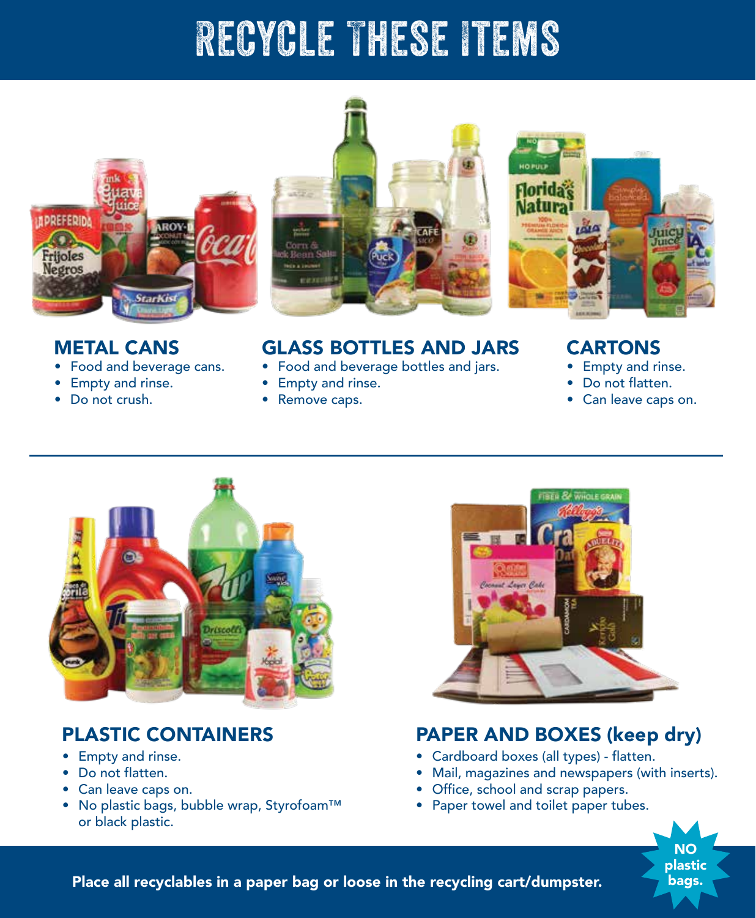# RECYCLE THESE ITEMS

## METAL CANS

- Food and beverage cans.
- Empty and rinse.
- Do not crush.

## GLASS BOTTLES AND JARS

- Food and beverage bottles and jars.
- Empty and rinse.
- Remove caps.

## CARTONS

- Empty and rinse.
- Do not flatten.
- Can leave caps on.

## PLASTIC CONTAINERS

- Empty and rinse.
- Do not flatten.
- Can leave caps on.
- No plastic bags, bubble wrap, Styrofoam™ or black plastic.

## PAPER AND BOXES (keep dry)

- Cardboard boxes (all types) - flatten.
- Mail, magazines and newspapers (with inserts).
- Office, school and scrap papers.
- Paper towel and toilet paper tubes.

**Place all recyclables in a paper bag or loose in the recycling cart/dumpster.**

**NO plastic bags.**